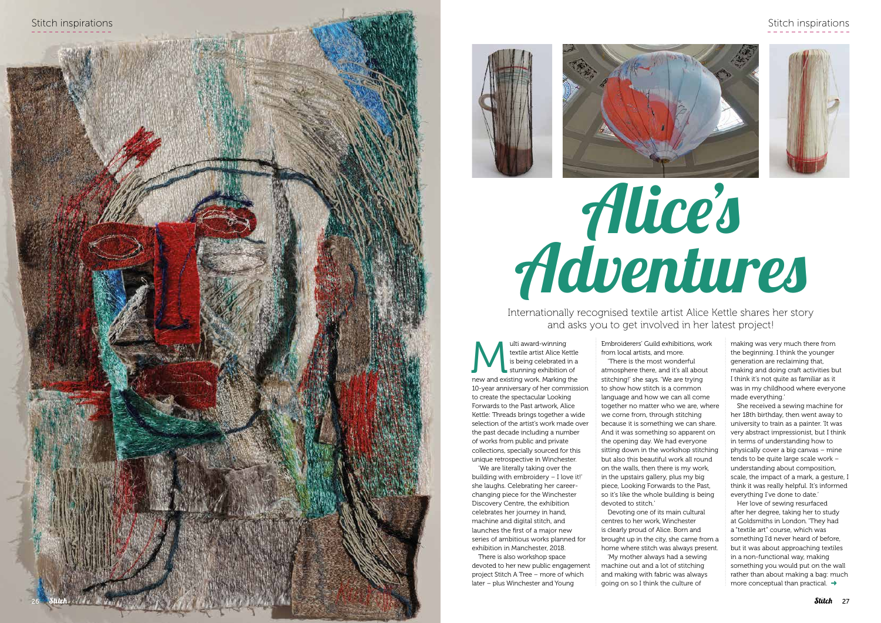# Alice's Adventures

Internationally recognised textile artist Alice Kettle shares her story and asks you to get involved in her latest project!

Multi award-winning textile artist Alice Kettle is being celebrated in a stunning exhibition of new and existing work. Marking the 10-year anniversary of her commission to create the spectacular Looking Forwards to the Past artwork, Alice Kettle: Threads brings together a wide selection of the artist's work made over the past decade including a number of works from public and private collections, specially sourced for this unique retrospective in Winchester.

'We are literally taking over the building with embroidery – I love it!' she laughs. Celebrating her career-changing piece for the Winchester Discovery Centre, the exhibition celebrates her journey in hand, machine and digital stitch, and launches the first of a major new series of ambitious works planned for exhibition in Manchester, 2018.

There is also workshop space devoted to her new public engagement project Stitch A Tree – more of which later – plus Winchester and Young Embroiderers' Guild exhibitions, work from local artists, and more.

'There is the most wonderful atmosphere there, and it's all about stitching!' she says. 'We are trying to show how stitch is a common language and how we can all come together no matter who we are, where we come from, through stitching because it is something we can share. And it was something so apparent on the opening day. We had everyone sitting down in the workshop stitching but also this beautiful work all round on the walls, then there is my work, in the upstairs gallery, plus my big piece, Looking Forwards to the Past, so it's like the whole building is being devoted to stitch.'

Devoting one of its main cultural centres to her work, Winchester is clearly proud of Alice. Born and brought up in the city, she came from a home where stitch was always present.

'My mother always had a sewing machine out and a lot of stitching and making with fabric was always going on so I think the culture of making was very much there from the beginning. I think the younger generation are reclaiming that, making and doing craft activities but I think it's not quite as familiar as it was in my childhood where everyone made everything.'

She received a sewing machine for her 18th birthday, then went away to university to train as a painter. 'It was very abstract impressionist, but I think in terms of understanding how to physically cover a big canvas – mine tends to be quite large scale work – understanding about composition, scale, the impact of a mark, a gesture, I think it was really helpful. It's informed everything I've done to date.'

Her love of sewing resurfaced after her degree, taking her to study at Goldsmiths in London. 'They had a "textile art" course, which was something I'd never heard of before, but it was about approaching textiles in a non-functional way, making something you would put on the wall rather than about making a bag: much more conceptual than practical. ➜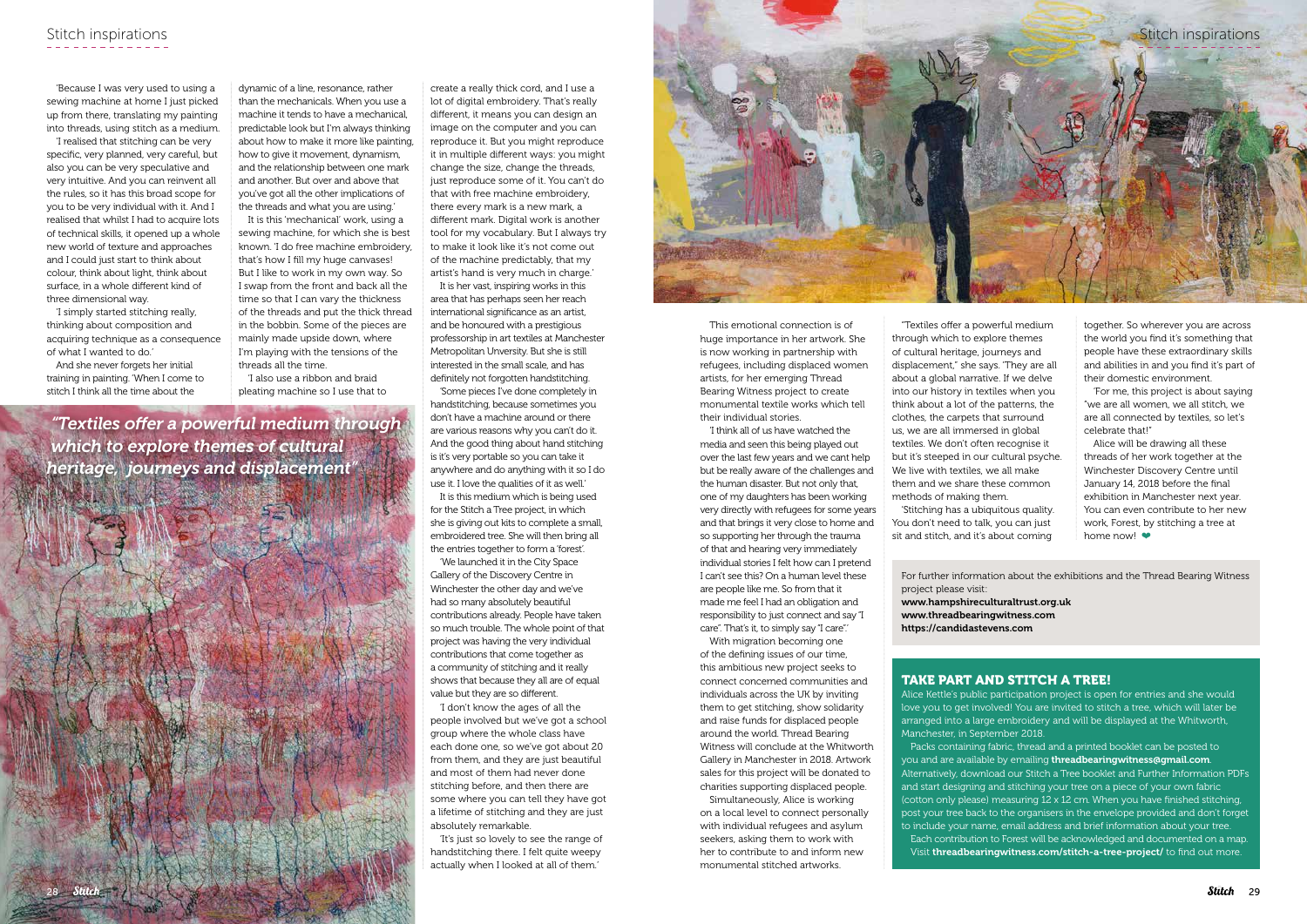'Because I was very used to using a sewing machine at home I just picked up from there, translating my painting into threads, using stitch as a medium.

'I realised that stitching can be very specific, very planned, very careful, but also you can be very speculative and very intuitive. And you can reinvent all the rules, so it has this broad scope for you to be very individual with it. And I realised that whilst I had to acquire lots of technical skills, it opened up a whole new world of texture and approaches and I could just start to think about colour, think about light, think about surface, in a whole different kind of three dimensional way.

'I simply started stitching really, thinking about composition and acquiring technique as a consequence of what I wanted to do.'

And she never forgets her initial training in painting. 'When I come to stitch I think all the time about the dynamic of a line, resonance, rather than the mechanicals. When you use a machine it tends to have a mechanical, predictable look but I'm always thinking about how to make it more like painting, how to give it movement, dynamism, and the relationship between one mark and another. But over and above that you've got all the other implications of the threads and what you are using.'

It is this 'mechanical' work, using a sewing machine, for which she is best known. 'I do free machine embroidery, that's how I fill my huge canvases! But I like to work in my own way. So I swap from the front and back all the time so that I can vary the thickness of the threads and put the thick thread in the bobbin. Some of the pieces are mainly made upside down, where I'm playing with the tensions of the threads all the time.

'I also use a ribbon and braid pleating machine so I use that to create a really thick cord, and I use a lot of digital embroidery. That's really different, it means you can design an image on the computer and you can reproduce it. But you might reproduce it in multiple different ways: you might change the size, change the threads, just reproduce some of it. You can't do that with free machine embroidery, there every mark is a new mark, a different mark. Digital work is another tool for my vocabulary. But I always try to make it look like it's not come out of the machine predictably, that my artist's hand is very much in charge.'

It is her vast, inspiring works in this area that has perhaps seen her reach international significance as an artist, and be honoured with a prestigious professorship in art textiles at Manchester Metropolitan Unversity. But she is still interested in the small scale, and has definitely not forgotten handstitching.

'Some pieces I've done completely in handstitching, because sometimes you don't have a machine around or there are various reasons why you can't do it. And the good thing about hand stitching is it's very portable so you can take it anywhere and do anything with it so I do use it. I love the qualities of it as well.'

It is this medium which is being used for the Stitch a Tree project, in which she is giving out kits to complete a small, embroidered tree. She will then bring all the entries together to form a 'forest'.

'We launched it in the City Space Gallery of the Discovery Centre in Winchester the other day and we've had so many absolutely beautiful contributions already. People have taken so much trouble. The whole point of that project was having the very individual contributions that come together as a community of stitching and it really shows that because they all are of equal value but they are so different.

'I don't know the ages of all the people involved but we've got a school group where the whole class have each done one, so we've got about 20 from them, and they are just beautiful and most of them had never done stitching before, and then there are some where you can tell they have got a lifetime of stitching and they are just absolutely remarkable.

'It's just so lovely to see the range of handstitching there. I felt quite weepy actually when I looked at all of them.'

*"Textiles offer a powerful medium through which to explore themes of cultural heritage, journeys and displacement"*

This emotional connection is of huge importance in her artwork. She is now working in partnership with refugees, including displaced women artists, for her emerging Thread Bearing Witness project to create monumental textile works which tell their individual stories.

'I think all of us have watched the media and seen this being played out over the last few years and we cant help but be really aware of the challenges and the human disaster. But not only that, one of my daughters has been working very directly with refugees for some years and that brings it very close to home and so supporting her through the trauma of that and hearing very immediately individual stories I felt how can I pretend I can't see this? On a human level these are people like me. So from that it made me feel I had an obligation and responsibility to just connect and say "I care". That's it, to simply say "I care".'

With migration becoming one of the defining issues of our time, this ambitious new project seeks to connect concerned communities and individuals across the UK by inviting them to get stitching, show solidarity and raise funds for displaced people around the world. Thread Bearing Witness will conclude at the Whitworth Gallery in Manchester in 2018. Artwork sales for this project will be donated to charities supporting displaced people.

Simultaneously, Alice is working on a local level to connect personally with individual refugees and asylum seekers, asking them to work with her to contribute to and inform new monumental stitched artworks.

"Textiles offer a powerful medium through which to explore themes of cultural heritage, journeys and displacement," she says. "They are all about a global narrative. If we delve into our history in textiles when you think about a lot of the patterns, the clothes, the carpets that surround us, we are all immersed in global textiles. We don't often recognise it but it's steeped in our cultural psyche. We live with textiles, we all make them and we share these common methods of making them.

'Stitching has a ubiquitous quality. You don't need to talk, you can just sit and stitch, and it's about coming together. So wherever you are across the world you find it's something that people have these extraordinary skills and abilities in and you find it's part of their domestic environment.

'For me, this project is about saying "we are all women, we all stitch, we are all connected by textiles, so let's celebrate that!"

Alice will be drawing all these threads of her work together at the Winchester Discovery Centre until January 14, 2018 before the final exhibition in Manchester next year. You can even contribute to her new work, Forest, by stitching a tree at home now!

For further information about the exhibitions and the Thread Bearing Witness project please visit:
**www.hampshireculturaltrust.org.uk**
**www.threadbearingwitness.com**
**https://candidastevens.com**

## TAKE PART AND STITCH A TREE!

Alice Kettle's public participation project is open for entries and she would love you to get involved! You are invited to stitch a tree, which will later be arranged into a large embroidery and will be displayed at the Whitworth, Manchester, in September 2018.

Packs containing fabric, thread and a printed booklet can be posted to you and are available by emailing **threadbearingwitness@gmail.com**. Alternatively, download our Stitch a Tree booklet and Further Information PDFs and start designing and stitching your tree on a piece of your own fabric (cotton only please) measuring 12 x 12 cm. When you have finished stitching, post your tree back to the organisers in the envelope provided and don't forget to include your name, email address and brief information about your tree.

Each contribution to Forest will be acknowledged and documented on a map. Visit **threadbearingwitness.com/stitch-a-tree-project/** to find out more.